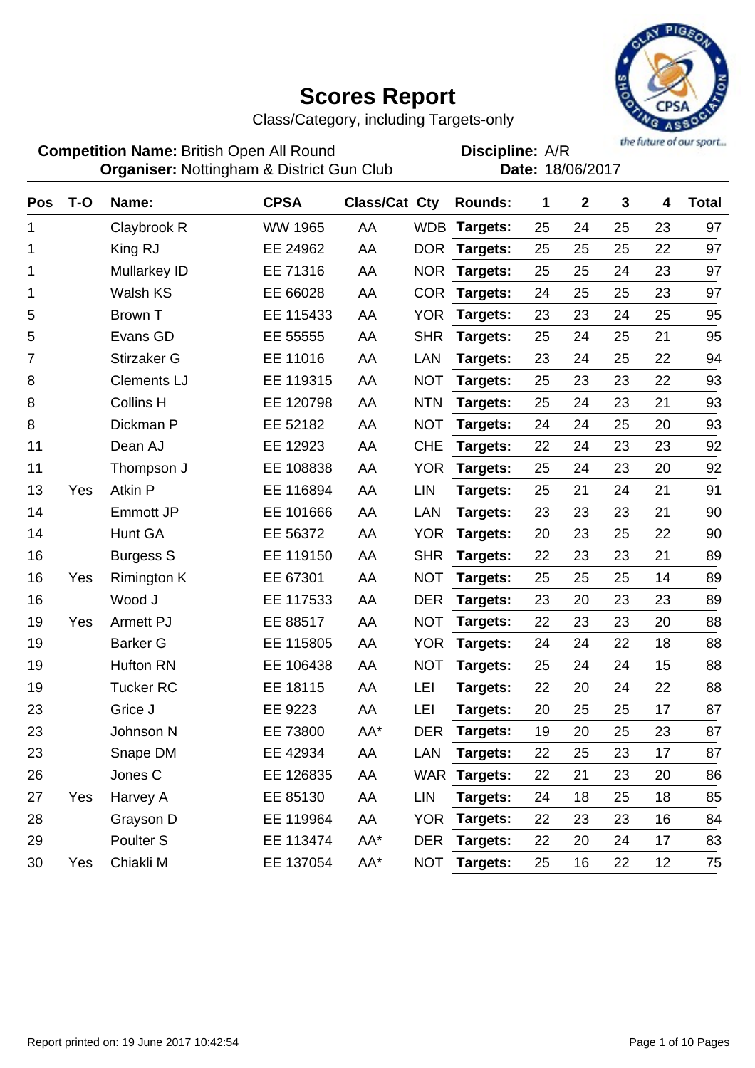# Scores Report

Class/Category, including Targets-only

**Competition Name:** British Open All Round
**Organiser:** Nottingham & District Gun Club

**Discipline:** A/R
**Date:** 18/06/2017

| Pos | T-O | Name: | CPSA | Class/Cat | Cty | Rounds: | 1 | 2 | 3 | 4 | Total |
|---|---|---|---|---|---|---|---|---|---|---|---|
| 1 | | Claybrook R | WW 1965 | AA | WDB | **Targets:** | 25 | 24 | 25 | 23 | 97 |
| 1 | | King RJ | EE 24962 | AA | DOR | **Targets:** | 25 | 25 | 25 | 22 | 97 |
| 1 | | Mullarkey ID | EE 71316 | AA | NOR | **Targets:** | 25 | 25 | 24 | 23 | 97 |
| 1 | | Walsh KS | EE 66028 | AA | COR | **Targets:** | 24 | 25 | 25 | 23 | 97 |
| 5 | | Brown T | EE 115433 | AA | YOR | **Targets:** | 23 | 23 | 24 | 25 | 95 |
| 5 | | Evans GD | EE 55555 | AA | SHR | **Targets:** | 25 | 24 | 25 | 21 | 95 |
| 7 | | Stirzaker G | EE 11016 | AA | LAN | **Targets:** | 23 | 24 | 25 | 22 | 94 |
| 8 | | Clements LJ | EE 119315 | AA | NOT | **Targets:** | 25 | 23 | 23 | 22 | 93 |
| 8 | | Collins H | EE 120798 | AA | NTN | **Targets:** | 25 | 24 | 23 | 21 | 93 |
| 8 | | Dickman P | EE 52182 | AA | NOT | **Targets:** | 24 | 24 | 25 | 20 | 93 |
| 11 | | Dean AJ | EE 12923 | AA | CHE | **Targets:** | 22 | 24 | 23 | 23 | 92 |
| 11 | | Thompson J | EE 108838 | AA | YOR | **Targets:** | 25 | 24 | 23 | 20 | 92 |
| 13 | Yes | Atkin P | EE 116894 | AA | LIN | **Targets:** | 25 | 21 | 24 | 21 | 91 |
| 14 | | Emmott JP | EE 101666 | AA | LAN | **Targets:** | 23 | 23 | 23 | 21 | 90 |
| 14 | | Hunt GA | EE 56372 | AA | YOR | **Targets:** | 20 | 23 | 25 | 22 | 90 |
| 16 | | Burgess S | EE 119150 | AA | SHR | **Targets:** | 22 | 23 | 23 | 21 | 89 |
| 16 | Yes | Rimington K | EE 67301 | AA | NOT | **Targets:** | 25 | 25 | 25 | 14 | 89 |
| 16 | | Wood J | EE 117533 | AA | DER | **Targets:** | 23 | 20 | 23 | 23 | 89 |
| 19 | Yes | Armett PJ | EE 88517 | AA | NOT | **Targets:** | 22 | 23 | 23 | 20 | 88 |
| 19 | | Barker G | EE 115805 | AA | YOR | **Targets:** | 24 | 24 | 22 | 18 | 88 |
| 19 | | Hufton RN | EE 106438 | AA | NOT | **Targets:** | 25 | 24 | 24 | 15 | 88 |
| 19 | | Tucker RC | EE 18115 | AA | LEI | **Targets:** | 22 | 20 | 24 | 22 | 88 |
| 23 | | Grice J | EE 9223 | AA | LEI | **Targets:** | 20 | 25 | 25 | 17 | 87 |
| 23 | | Johnson N | EE 73800 | AA* | DER | **Targets:** | 19 | 20 | 25 | 23 | 87 |
| 23 | | Snape DM | EE 42934 | AA | LAN | **Targets:** | 22 | 25 | 23 | 17 | 87 |
| 26 | | Jones C | EE 126835 | AA | WAR | **Targets:** | 22 | 21 | 23 | 20 | 86 |
| 27 | Yes | Harvey A | EE 85130 | AA | LIN | **Targets:** | 24 | 18 | 25 | 18 | 85 |
| 28 | | Grayson D | EE 119964 | AA | YOR | **Targets:** | 22 | 23 | 23 | 16 | 84 |
| 29 | | Poulter S | EE 113474 | AA* | DER | **Targets:** | 22 | 20 | 24 | 17 | 83 |
| 30 | Yes | Chiakli M | EE 137054 | AA* | NOT | **Targets:** | 25 | 16 | 22 | 12 | 75 |

Report printed on: 19 June 2017 10:42:54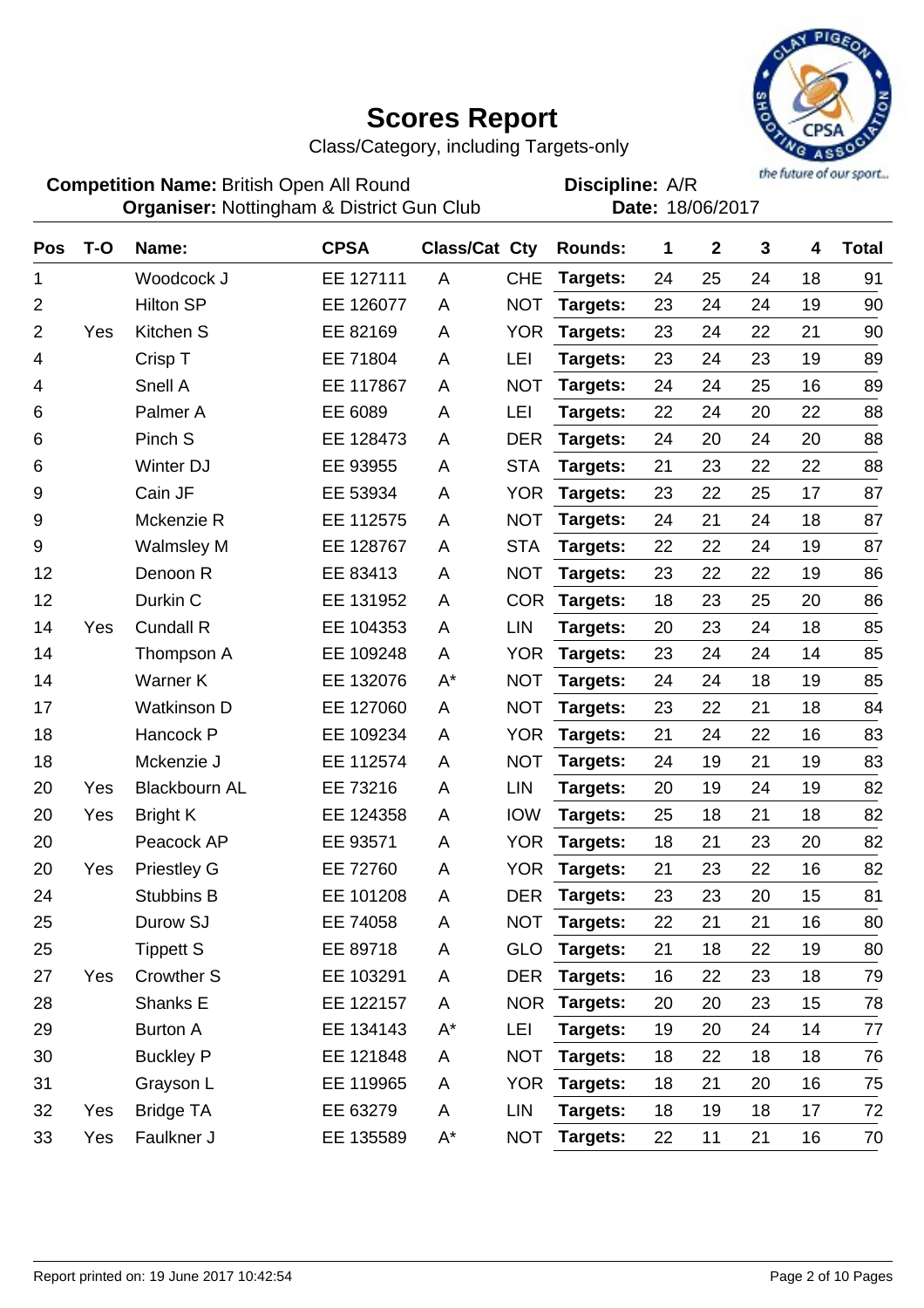# Scores Report

Class/Category, including Targets-only

**Competition Name:** British Open All Round
**Organiser:** Nottingham & District Gun Club
**Discipline:** A/R
**Date:** 18/06/2017

| Pos | T-O | Name: | CPSA | Class/Cat | Cty | Rounds: | 1 | 2 | 3 | 4 | Total |
|---|---|---|---|---|---|---|---|---|---|---|---|
| 1 | | Woodcock J | EE 127111 | A | CHE | Targets: | 24 | 25 | 24 | 18 | 91 |
| 2 | | Hilton SP | EE 126077 | A | NOT | Targets: | 23 | 24 | 24 | 19 | 90 |
| 2 | Yes | Kitchen S | EE 82169 | A | YOR | Targets: | 23 | 24 | 22 | 21 | 90 |
| 4 | | Crisp T | EE 71804 | A | LEI | Targets: | 23 | 24 | 23 | 19 | 89 |
| 4 | | Snell A | EE 117867 | A | NOT | Targets: | 24 | 24 | 25 | 16 | 89 |
| 6 | | Palmer A | EE 6089 | A | LEI | Targets: | 22 | 24 | 20 | 22 | 88 |
| 6 | | Pinch S | EE 128473 | A | DER | Targets: | 24 | 20 | 24 | 20 | 88 |
| 6 | | Winter DJ | EE 93955 | A | STA | Targets: | 21 | 23 | 22 | 22 | 88 |
| 9 | | Cain JF | EE 53934 | A | YOR | Targets: | 23 | 22 | 25 | 17 | 87 |
| 9 | | Mckenzie R | EE 112575 | A | NOT | Targets: | 24 | 21 | 24 | 18 | 87 |
| 9 | | Walmsley M | EE 128767 | A | STA | Targets: | 22 | 22 | 24 | 19 | 87 |
| 12 | | Denoon R | EE 83413 | A | NOT | Targets: | 23 | 22 | 22 | 19 | 86 |
| 12 | | Durkin C | EE 131952 | A | COR | Targets: | 18 | 23 | 25 | 20 | 86 |
| 14 | Yes | Cundall R | EE 104353 | A | LIN | Targets: | 20 | 23 | 24 | 18 | 85 |
| 14 | | Thompson A | EE 109248 | A | YOR | Targets: | 23 | 24 | 24 | 14 | 85 |
| 14 | | Warner K | EE 132076 | A* | NOT | Targets: | 24 | 24 | 18 | 19 | 85 |
| 17 | | Watkinson D | EE 127060 | A | NOT | Targets: | 23 | 22 | 21 | 18 | 84 |
| 18 | | Hancock P | EE 109234 | A | YOR | Targets: | 21 | 24 | 22 | 16 | 83 |
| 18 | | Mckenzie J | EE 112574 | A | NOT | Targets: | 24 | 19 | 21 | 19 | 83 |
| 20 | Yes | Blackbourn AL | EE 73216 | A | LIN | Targets: | 20 | 19 | 24 | 19 | 82 |
| 20 | Yes | Bright K | EE 124358 | A | IOW | Targets: | 25 | 18 | 21 | 18 | 82 |
| 20 | | Peacock AP | EE 93571 | A | YOR | Targets: | 18 | 21 | 23 | 20 | 82 |
| 20 | Yes | Priestley G | EE 72760 | A | YOR | Targets: | 21 | 23 | 22 | 16 | 82 |
| 24 | | Stubbins B | EE 101208 | A | DER | Targets: | 23 | 23 | 20 | 15 | 81 |
| 25 | | Durow SJ | EE 74058 | A | NOT | Targets: | 22 | 21 | 21 | 16 | 80 |
| 25 | | Tippett S | EE 89718 | A | GLO | Targets: | 21 | 18 | 22 | 19 | 80 |
| 27 | Yes | Crowther S | EE 103291 | A | DER | Targets: | 16 | 22 | 23 | 18 | 79 |
| 28 | | Shanks E | EE 122157 | A | NOR | Targets: | 20 | 20 | 23 | 15 | 78 |
| 29 | | Burton A | EE 134143 | A* | LEI | Targets: | 19 | 20 | 24 | 14 | 77 |
| 30 | | Buckley P | EE 121848 | A | NOT | Targets: | 18 | 22 | 18 | 18 | 76 |
| 31 | | Grayson L | EE 119965 | A | YOR | Targets: | 18 | 21 | 20 | 16 | 75 |
| 32 | Yes | Bridge TA | EE 63279 | A | LIN | Targets: | 18 | 19 | 18 | 17 | 72 |
| 33 | Yes | Faulkner J | EE 135589 | A* | NOT | Targets: | 22 | 11 | 21 | 16 | 70 |

Report printed on: 19 June 2017 10:42:54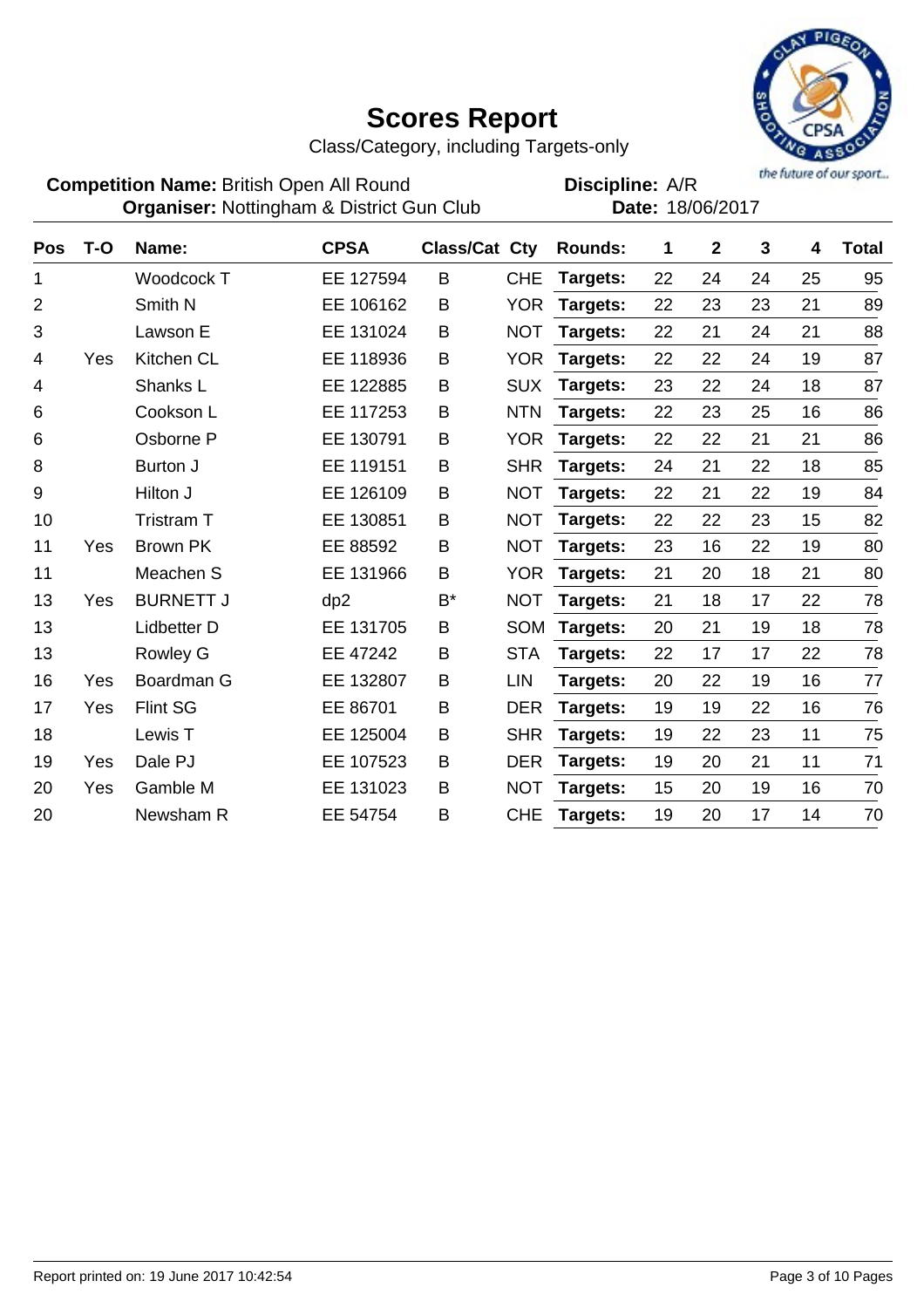# Scores Report

Class/Category, including Targets-only

**Competition Name:** British Open All Round
**Organiser:** Nottingham & District Gun Club

**Discipline:** A/R
**Date:** 18/06/2017

| Pos | T-O | Name: | CPSA | Class/Cat | Cty | Rounds: | 1 | 2 | 3 | 4 | Total |
|---|---|---|---|---|---|---|---|---|---|---|---|
| 1 | | Woodcock T | EE 127594 | B | CHE | **Targets:** | 22 | 24 | 24 | 25 | 95 |
| 2 | | Smith N | EE 106162 | B | YOR | **Targets:** | 22 | 23 | 23 | 21 | 89 |
| 3 | | Lawson E | EE 131024 | B | NOT | **Targets:** | 22 | 21 | 24 | 21 | 88 |
| 4 | Yes | Kitchen CL | EE 118936 | B | YOR | **Targets:** | 22 | 22 | 24 | 19 | 87 |
| 4 | | Shanks L | EE 122885 | B | SUX | **Targets:** | 23 | 22 | 24 | 18 | 87 |
| 6 | | Cookson L | EE 117253 | B | NTN | **Targets:** | 22 | 23 | 25 | 16 | 86 |
| 6 | | Osborne P | EE 130791 | B | YOR | **Targets:** | 22 | 22 | 21 | 21 | 86 |
| 8 | | Burton J | EE 119151 | B | SHR | **Targets:** | 24 | 21 | 22 | 18 | 85 |
| 9 | | Hilton J | EE 126109 | B | NOT | **Targets:** | 22 | 21 | 22 | 19 | 84 |
| 10 | | Tristram T | EE 130851 | B | NOT | **Targets:** | 22 | 22 | 23 | 15 | 82 |
| 11 | Yes | Brown PK | EE 88592 | B | NOT | **Targets:** | 23 | 16 | 22 | 19 | 80 |
| 11 | | Meachen S | EE 131966 | B | YOR | **Targets:** | 21 | 20 | 18 | 21 | 80 |
| 13 | Yes | BURNETT J | dp2 | B* | NOT | **Targets:** | 21 | 18 | 17 | 22 | 78 |
| 13 | | Lidbetter D | EE 131705 | B | SOM | **Targets:** | 20 | 21 | 19 | 18 | 78 |
| 13 | | Rowley G | EE 47242 | B | STA | **Targets:** | 22 | 17 | 17 | 22 | 78 |
| 16 | Yes | Boardman G | EE 132807 | B | LIN | **Targets:** | 20 | 22 | 19 | 16 | 77 |
| 17 | Yes | Flint SG | EE 86701 | B | DER | **Targets:** | 19 | 19 | 22 | 16 | 76 |
| 18 | | Lewis T | EE 125004 | B | SHR | **Targets:** | 19 | 22 | 23 | 11 | 75 |
| 19 | Yes | Dale PJ | EE 107523 | B | DER | **Targets:** | 19 | 20 | 21 | 11 | 71 |
| 20 | Yes | Gamble M | EE 131023 | B | NOT | **Targets:** | 15 | 20 | 19 | 16 | 70 |
| 20 | | Newsham R | EE 54754 | B | CHE | **Targets:** | 19 | 20 | 17 | 14 | 70 |

Report printed on: 19 June 2017 10:42:54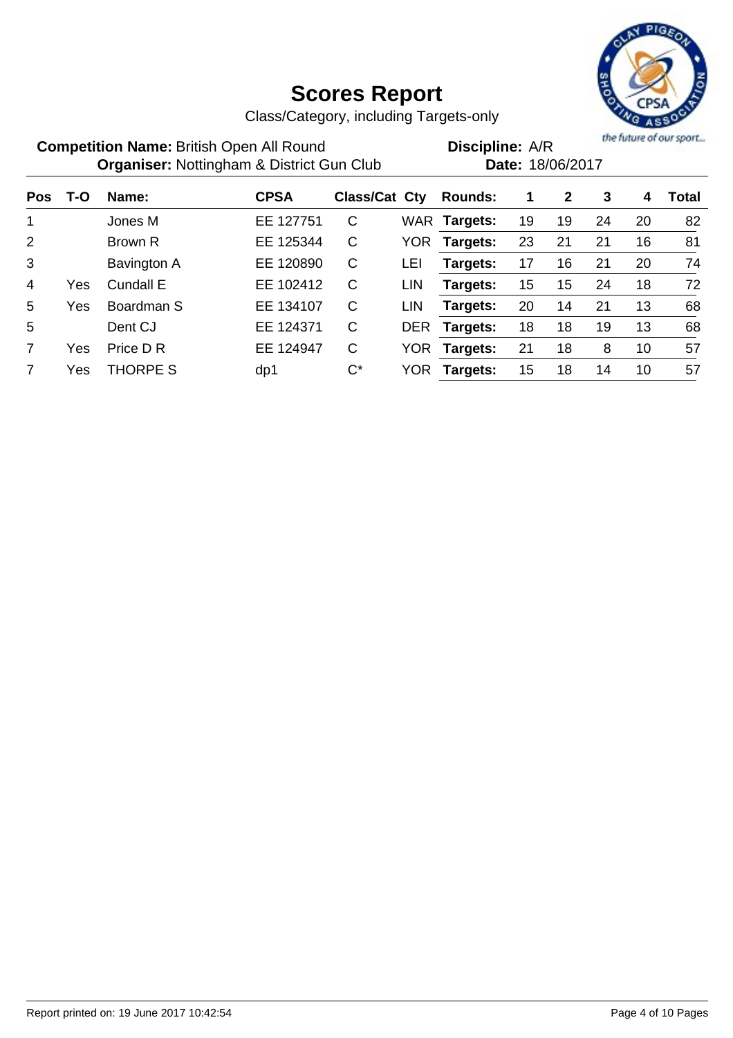# Scores Report

Class/Category, including Targets-only

**Competition Name:** British Open All Round
**Organiser:** Nottingham & District Gun Club

**Discipline:** A/R
**Date:** 18/06/2017

| Pos | T-O | Name: | CPSA | Class/Cat | Cty | Rounds: | 1 | 2 | 3 | 4 | Total |
|---|---|---|---|---|---|---|---|---|---|---|---|
| 1 | | Jones M | EE 127751 | C | WAR | Targets: | 19 | 19 | 24 | 20 | 82 |
| 2 | | Brown R | EE 125344 | C | YOR | Targets: | 23 | 21 | 21 | 16 | 81 |
| 3 | | Bavington A | EE 120890 | C | LEI | Targets: | 17 | 16 | 21 | 20 | 74 |
| 4 | Yes | Cundall E | EE 102412 | C | LIN | Targets: | 15 | 15 | 24 | 18 | 72 |
| 5 | Yes | Boardman S | EE 134107 | C | LIN | Targets: | 20 | 14 | 21 | 13 | 68 |
| 5 | | Dent CJ | EE 124371 | C | DER | Targets: | 18 | 18 | 19 | 13 | 68 |
| 7 | Yes | Price D R | EE 124947 | C | YOR | Targets: | 21 | 18 | 8 | 10 | 57 |
| 7 | Yes | THORPE S | dp1 | C* | YOR | Targets: | 15 | 18 | 14 | 10 | 57 |

Report printed on: 19 June 2017 10:42:54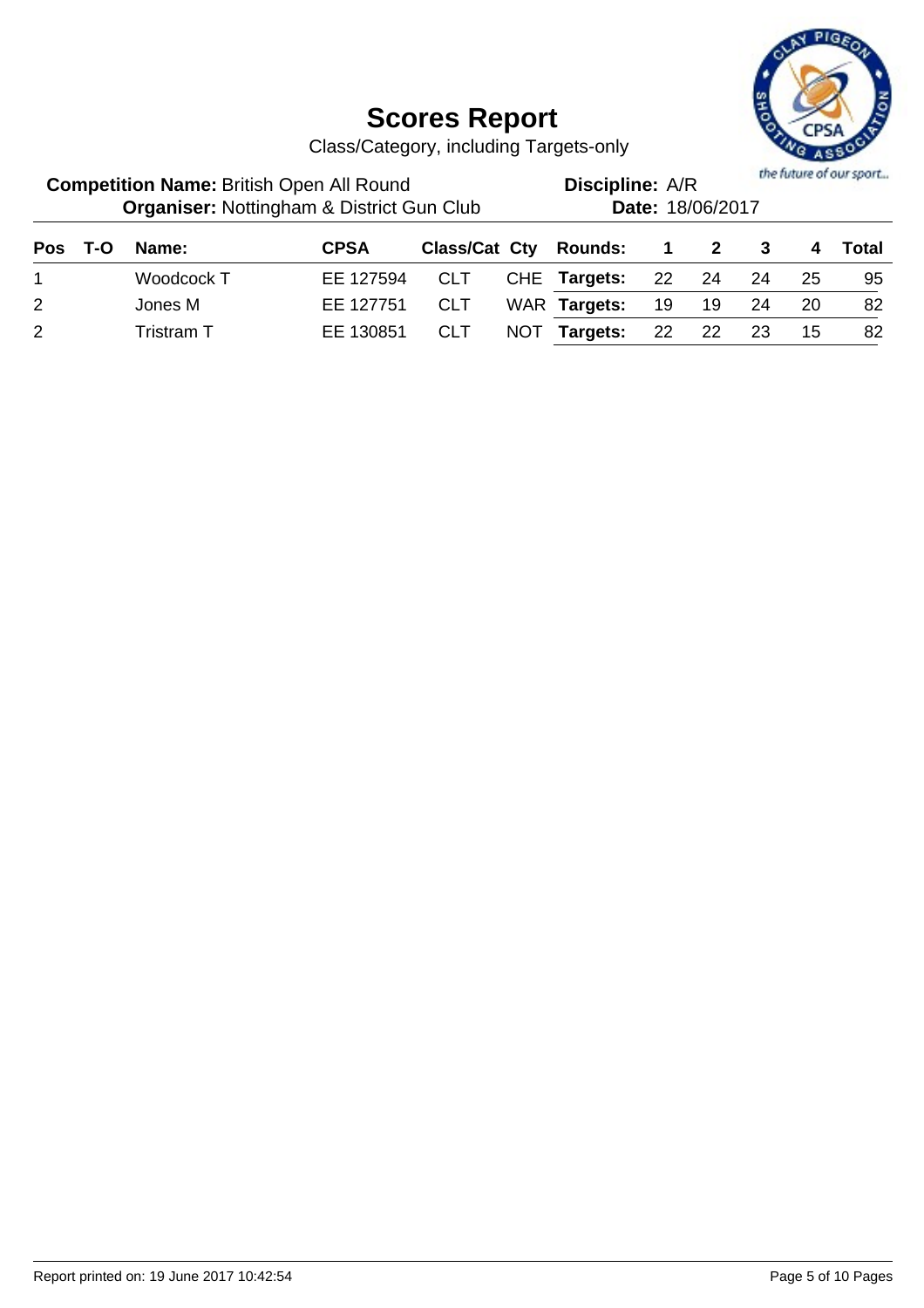# Scores Report

Class/Category, including Targets-only

**Competition Name:** British Open All Round  
**Organiser:** Nottingham & District Gun Club  
**Discipline:** A/R  
**Date:** 18/06/2017

| Pos | T-O | Name: | CPSA | Class/Cat | Cty | Rounds: | 1 | 2 | 3 | 4 | Total |
|---|---|---|---|---|---|---|---|---|---|---|---|
| 1 | | Woodcock T | EE 127594 | CLT | CHE | **Targets:** | 22 | 24 | 24 | 25 | 95 |
| 2 | | Jones M | EE 127751 | CLT | WAR | **Targets:** | 19 | 19 | 24 | 20 | 82 |
| 2 | | Tristram T | EE 130851 | CLT | NOT | **Targets:** | 22 | 22 | 23 | 15 | 82 |

Report printed on: 19 June 2017 10:42:54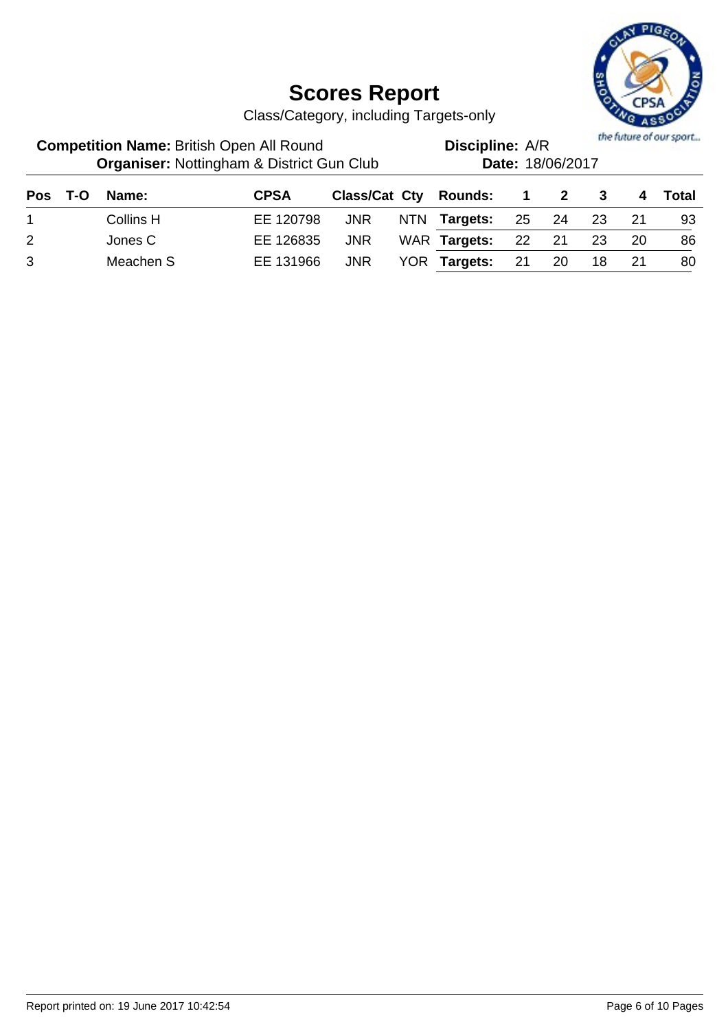# Scores Report

Class/Category, including Targets-only

**Competition Name:** British Open All Round
**Organiser:** Nottingham & District Gun Club
**Discipline:** A/R
**Date:** 18/06/2017

| Pos | T-O | Name: | CPSA | Class/Cat | Cty | Rounds: | 1 | 2 | 3 | 4 | Total |
|---|---|---|---|---|---|---|---|---|---|---|---|
| 1 | | Collins H | EE 120798 | JNR | NTN | **Targets:** | 25 | 24 | 23 | 21 | 93 |
| 2 | | Jones C | EE 126835 | JNR | WAR | **Targets:** | 22 | 21 | 23 | 20 | 86 |
| 3 | | Meachen S | EE 131966 | JNR | YOR | **Targets:** | 21 | 20 | 18 | 21 | 80 |

Report printed on: 19 June 2017 10:42:54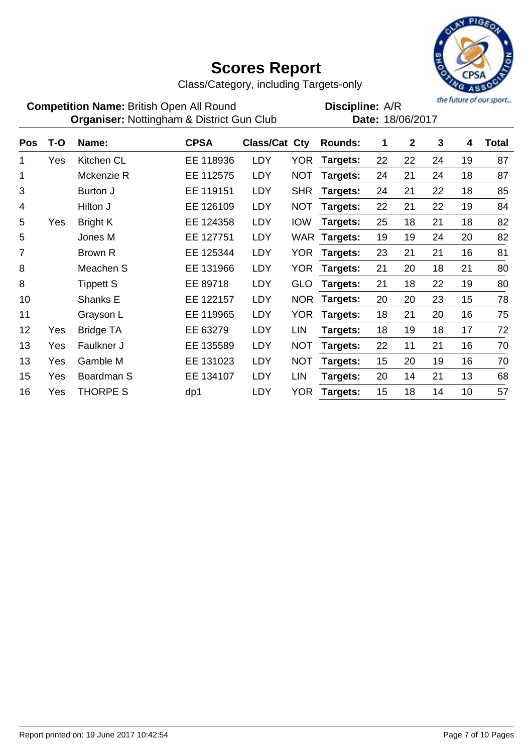# Scores Report

Class/Category, including Targets-only

**Competition Name:** British Open All Round
**Organiser:** Nottingham & District Gun Club

**Discipline:** A/R
**Date:** 18/06/2017

| Pos | T-O | Name: | CPSA | Class/Cat | Cty | Rounds: | 1 | 2 | 3 | 4 | Total |
|---|---|---|---|---|---|---|---|---|---|---|---|
| 1 | Yes | Kitchen CL | EE 118936 | LDY | YOR | **Targets:** | 22 | 22 | 24 | 19 | 87 |
| 1 | | Mckenzie R | EE 112575 | LDY | NOT | **Targets:** | 24 | 21 | 24 | 18 | 87 |
| 3 | | Burton J | EE 119151 | LDY | SHR | **Targets:** | 24 | 21 | 22 | 18 | 85 |
| 4 | | Hilton J | EE 126109 | LDY | NOT | **Targets:** | 22 | 21 | 22 | 19 | 84 |
| 5 | Yes | Bright K | EE 124358 | LDY | IOW | **Targets:** | 25 | 18 | 21 | 18 | 82 |
| 5 | | Jones M | EE 127751 | LDY | WAR | **Targets:** | 19 | 19 | 24 | 20 | 82 |
| 7 | | Brown R | EE 125344 | LDY | YOR | **Targets:** | 23 | 21 | 21 | 16 | 81 |
| 8 | | Meachen S | EE 131966 | LDY | YOR | **Targets:** | 21 | 20 | 18 | 21 | 80 |
| 8 | | Tippett S | EE 89718 | LDY | GLO | **Targets:** | 21 | 18 | 22 | 19 | 80 |
| 10 | | Shanks E | EE 122157 | LDY | NOR | **Targets:** | 20 | 20 | 23 | 15 | 78 |
| 11 | | Grayson L | EE 119965 | LDY | YOR | **Targets:** | 18 | 21 | 20 | 16 | 75 |
| 12 | Yes | Bridge TA | EE 63279 | LDY | LIN | **Targets:** | 18 | 19 | 18 | 17 | 72 |
| 13 | Yes | Faulkner J | EE 135589 | LDY | NOT | **Targets:** | 22 | 11 | 21 | 16 | 70 |
| 13 | Yes | Gamble M | EE 131023 | LDY | NOT | **Targets:** | 15 | 20 | 19 | 16 | 70 |
| 15 | Yes | Boardman S | EE 134107 | LDY | LIN | **Targets:** | 20 | 14 | 21 | 13 | 68 |
| 16 | Yes | THORPE S | dp1 | LDY | YOR | **Targets:** | 15 | 18 | 14 | 10 | 57 |

Report printed on: 19 June 2017 10:42:54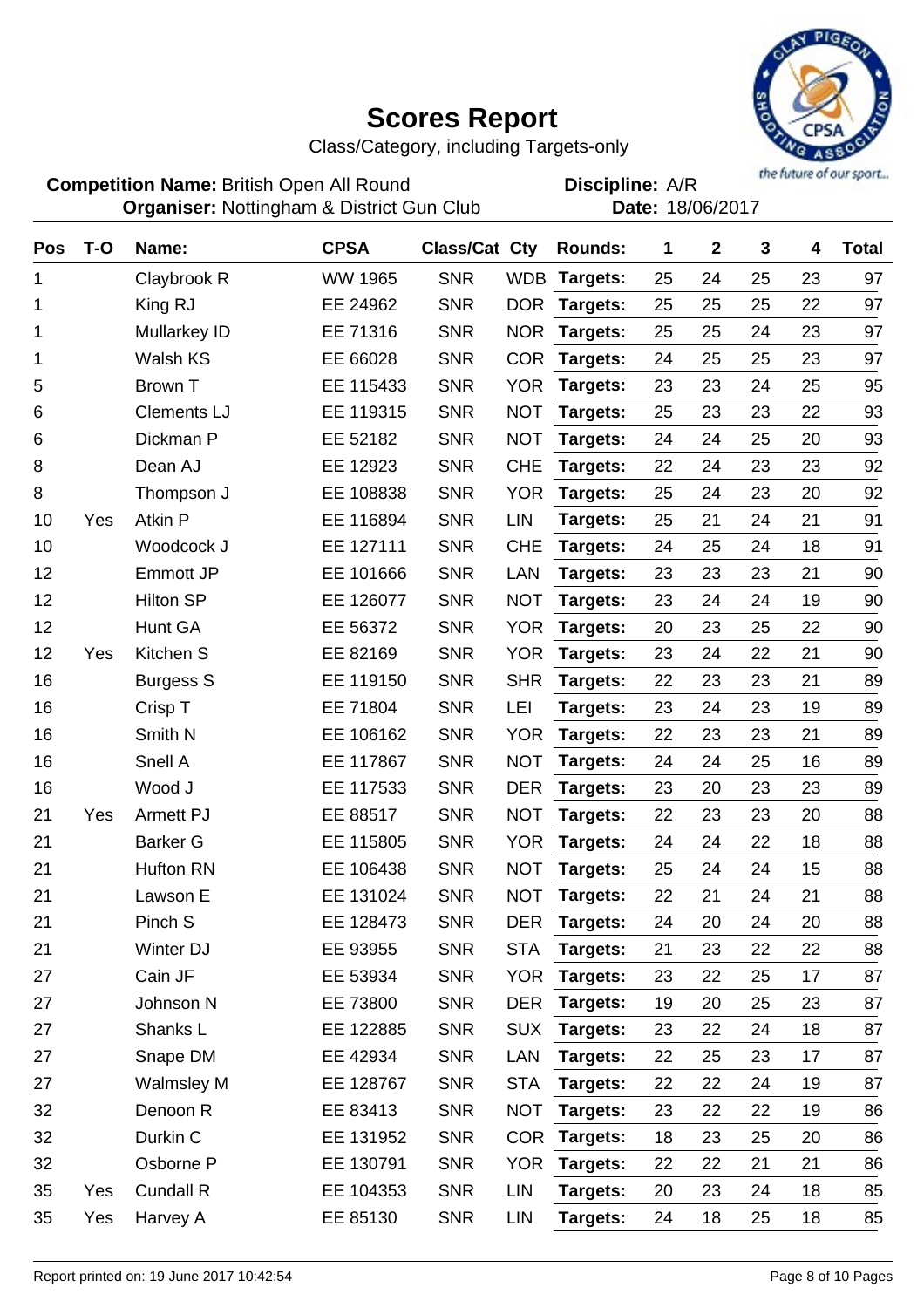# Scores Report

Class/Category, including Targets-only

**Competition Name:** British Open All Round
**Organiser:** Nottingham & District Gun Club

**Discipline:** A/R
**Date:** 18/06/2017

| Pos | T-O | Name: | CPSA | Class/Cat | Cty | Rounds: | 1 | 2 | 3 | 4 | Total |
|---|---|---|---|---|---|---|---|---|---|---|---|
| 1 | | Claybrook R | WW 1965 | SNR | WDB | **Targets:** | 25 | 24 | 25 | 23 | 97 |
| 1 | | King RJ | EE 24962 | SNR | DOR | **Targets:** | 25 | 25 | 25 | 22 | 97 |
| 1 | | Mullarkey ID | EE 71316 | SNR | NOR | **Targets:** | 25 | 25 | 24 | 23 | 97 |
| 1 | | Walsh KS | EE 66028 | SNR | COR | **Targets:** | 24 | 25 | 25 | 23 | 97 |
| 5 | | Brown T | EE 115433 | SNR | YOR | **Targets:** | 23 | 23 | 24 | 25 | 95 |
| 6 | | Clements LJ | EE 119315 | SNR | NOT | **Targets:** | 25 | 23 | 23 | 22 | 93 |
| 6 | | Dickman P | EE 52182 | SNR | NOT | **Targets:** | 24 | 24 | 25 | 20 | 93 |
| 8 | | Dean AJ | EE 12923 | SNR | CHE | **Targets:** | 22 | 24 | 23 | 23 | 92 |
| 8 | | Thompson J | EE 108838 | SNR | YOR | **Targets:** | 25 | 24 | 23 | 20 | 92 |
| 10 | Yes | Atkin P | EE 116894 | SNR | LIN | **Targets:** | 25 | 21 | 24 | 21 | 91 |
| 10 | | Woodcock J | EE 127111 | SNR | CHE | **Targets:** | 24 | 25 | 24 | 18 | 91 |
| 12 | | Emmott JP | EE 101666 | SNR | LAN | **Targets:** | 23 | 23 | 23 | 21 | 90 |
| 12 | | Hilton SP | EE 126077 | SNR | NOT | **Targets:** | 23 | 24 | 24 | 19 | 90 |
| 12 | | Hunt GA | EE 56372 | SNR | YOR | **Targets:** | 20 | 23 | 25 | 22 | 90 |
| 12 | Yes | Kitchen S | EE 82169 | SNR | YOR | **Targets:** | 23 | 24 | 22 | 21 | 90 |
| 16 | | Burgess S | EE 119150 | SNR | SHR | **Targets:** | 22 | 23 | 23 | 21 | 89 |
| 16 | | Crisp T | EE 71804 | SNR | LEI | **Targets:** | 23 | 24 | 23 | 19 | 89 |
| 16 | | Smith N | EE 106162 | SNR | YOR | **Targets:** | 22 | 23 | 23 | 21 | 89 |
| 16 | | Snell A | EE 117867 | SNR | NOT | **Targets:** | 24 | 24 | 25 | 16 | 89 |
| 16 | | Wood J | EE 117533 | SNR | DER | **Targets:** | 23 | 20 | 23 | 23 | 89 |
| 21 | Yes | Armett PJ | EE 88517 | SNR | NOT | **Targets:** | 22 | 23 | 23 | 20 | 88 |
| 21 | | Barker G | EE 115805 | SNR | YOR | **Targets:** | 24 | 24 | 22 | 18 | 88 |
| 21 | | Hufton RN | EE 106438 | SNR | NOT | **Targets:** | 25 | 24 | 24 | 15 | 88 |
| 21 | | Lawson E | EE 131024 | SNR | NOT | **Targets:** | 22 | 21 | 24 | 21 | 88 |
| 21 | | Pinch S | EE 128473 | SNR | DER | **Targets:** | 24 | 20 | 24 | 20 | 88 |
| 21 | | Winter DJ | EE 93955 | SNR | STA | **Targets:** | 21 | 23 | 22 | 22 | 88 |
| 27 | | Cain JF | EE 53934 | SNR | YOR | **Targets:** | 23 | 22 | 25 | 17 | 87 |
| 27 | | Johnson N | EE 73800 | SNR | DER | **Targets:** | 19 | 20 | 25 | 23 | 87 |
| 27 | | Shanks L | EE 122885 | SNR | SUX | **Targets:** | 23 | 22 | 24 | 18 | 87 |
| 27 | | Snape DM | EE 42934 | SNR | LAN | **Targets:** | 22 | 25 | 23 | 17 | 87 |
| 27 | | Walmsley M | EE 128767 | SNR | STA | **Targets:** | 22 | 22 | 24 | 19 | 87 |
| 32 | | Denoon R | EE 83413 | SNR | NOT | **Targets:** | 23 | 22 | 22 | 19 | 86 |
| 32 | | Durkin C | EE 131952 | SNR | COR | **Targets:** | 18 | 23 | 25 | 20 | 86 |
| 32 | | Osborne P | EE 130791 | SNR | YOR | **Targets:** | 22 | 22 | 21 | 21 | 86 |
| 35 | Yes | Cundall R | EE 104353 | SNR | LIN | **Targets:** | 20 | 23 | 24 | 18 | 85 |
| 35 | Yes | Harvey A | EE 85130 | SNR | LIN | **Targets:** | 24 | 18 | 25 | 18 | 85 |

Report printed on: 19 June 2017 10:42:54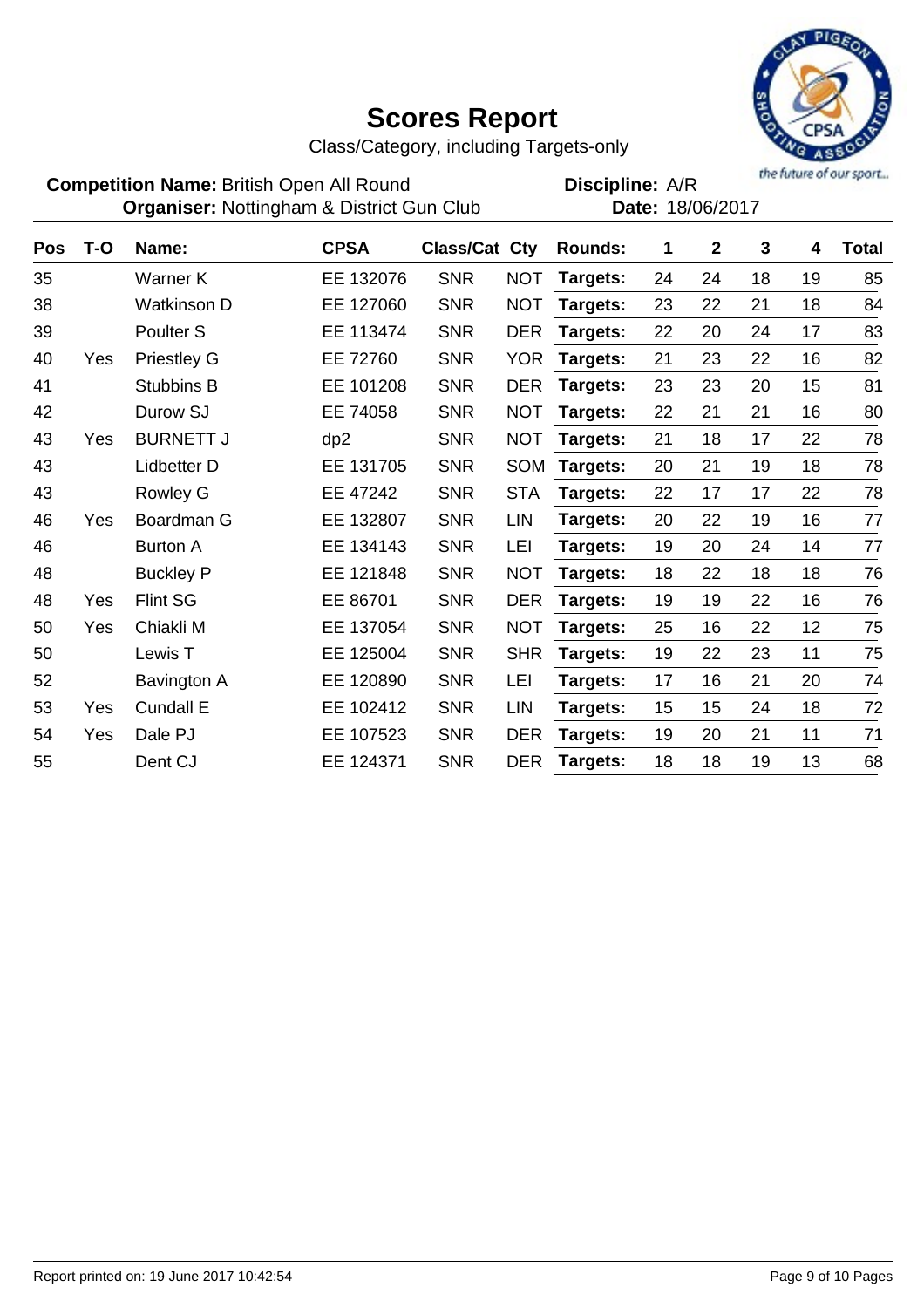# Scores Report

Class/Category, including Targets-only

**Competition Name:** British Open All Round
**Organiser:** Nottingham & District Gun Club

**Discipline:** A/R
**Date:** 18/06/2017

| Pos | T-O | Name: | CPSA | Class/Cat | Cty | Rounds: | 1 | 2 | 3 | 4 | Total |
|---|---|---|---|---|---|---|---|---|---|---|---|
| 35 | | Warner K | EE 132076 | SNR | NOT | **Targets:** | 24 | 24 | 18 | 19 | 85 |
| 38 | | Watkinson D | EE 127060 | SNR | NOT | **Targets:** | 23 | 22 | 21 | 18 | 84 |
| 39 | | Poulter S | EE 113474 | SNR | DER | **Targets:** | 22 | 20 | 24 | 17 | 83 |
| 40 | Yes | Priestley G | EE 72760 | SNR | YOR | **Targets:** | 21 | 23 | 22 | 16 | 82 |
| 41 | | Stubbins B | EE 101208 | SNR | DER | **Targets:** | 23 | 23 | 20 | 15 | 81 |
| 42 | | Durow SJ | EE 74058 | SNR | NOT | **Targets:** | 22 | 21 | 21 | 16 | 80 |
| 43 | Yes | BURNETT J | dp2 | SNR | NOT | **Targets:** | 21 | 18 | 17 | 22 | 78 |
| 43 | | Lidbetter D | EE 131705 | SNR | SOM | **Targets:** | 20 | 21 | 19 | 18 | 78 |
| 43 | | Rowley G | EE 47242 | SNR | STA | **Targets:** | 22 | 17 | 17 | 22 | 78 |
| 46 | Yes | Boardman G | EE 132807 | SNR | LIN | **Targets:** | 20 | 22 | 19 | 16 | 77 |
| 46 | | Burton A | EE 134143 | SNR | LEI | **Targets:** | 19 | 20 | 24 | 14 | 77 |
| 48 | | Buckley P | EE 121848 | SNR | NOT | **Targets:** | 18 | 22 | 18 | 18 | 76 |
| 48 | Yes | Flint SG | EE 86701 | SNR | DER | **Targets:** | 19 | 19 | 22 | 16 | 76 |
| 50 | Yes | Chiakli M | EE 137054 | SNR | NOT | **Targets:** | 25 | 16 | 22 | 12 | 75 |
| 50 | | Lewis T | EE 125004 | SNR | SHR | **Targets:** | 19 | 22 | 23 | 11 | 75 |
| 52 | | Bavington A | EE 120890 | SNR | LEI | **Targets:** | 17 | 16 | 21 | 20 | 74 |
| 53 | Yes | Cundall E | EE 102412 | SNR | LIN | **Targets:** | 15 | 15 | 24 | 18 | 72 |
| 54 | Yes | Dale PJ | EE 107523 | SNR | DER | **Targets:** | 19 | 20 | 21 | 11 | 71 |
| 55 | | Dent CJ | EE 124371 | SNR | DER | **Targets:** | 18 | 18 | 19 | 13 | 68 |

Report printed on: 19 June 2017 10:42:54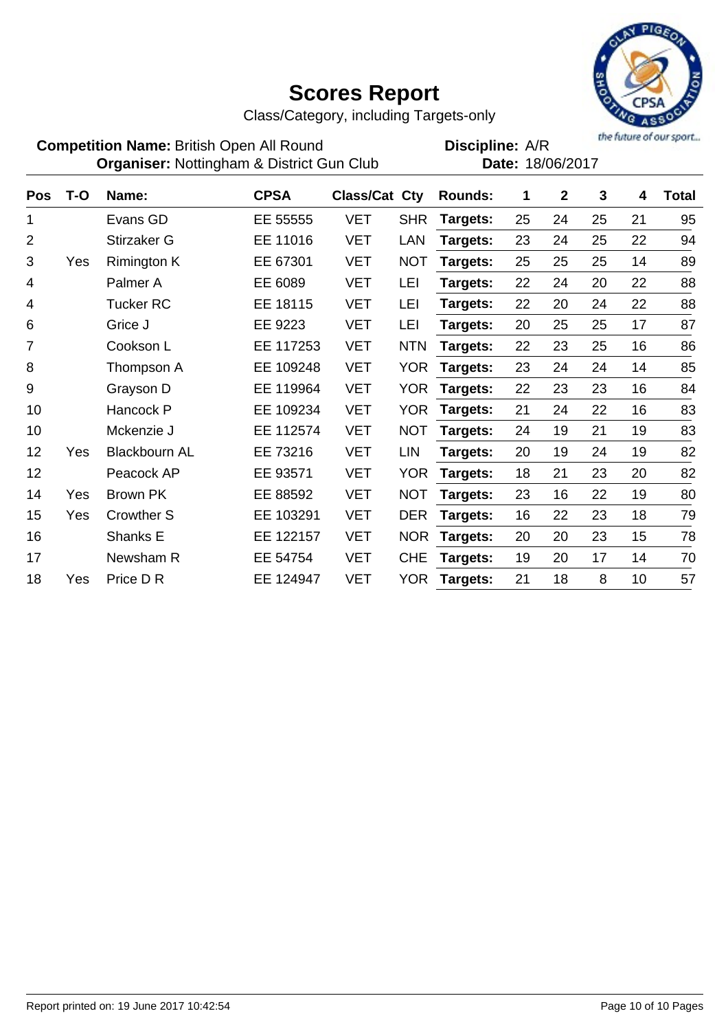# Scores Report

Class/Category, including Targets-only

**Competition Name:** British Open All Round
**Organiser:** Nottingham & District Gun Club

**Discipline:** A/R
**Date:** 18/06/2017

| Pos | T-O | Name: | CPSA | Class/Cat | Cty | Rounds: | 1 | 2 | 3 | 4 | Total |
|---|---|---|---|---|---|---|---|---|---|---|---|
| 1 | | Evans GD | EE 55555 | VET | SHR | **Targets:** | 25 | 24 | 25 | 21 | 95 |
| 2 | | Stirzaker G | EE 11016 | VET | LAN | **Targets:** | 23 | 24 | 25 | 22 | 94 |
| 3 | Yes | Rimington K | EE 67301 | VET | NOT | **Targets:** | 25 | 25 | 25 | 14 | 89 |
| 4 | | Palmer A | EE 6089 | VET | LEI | **Targets:** | 22 | 24 | 20 | 22 | 88 |
| 4 | | Tucker RC | EE 18115 | VET | LEI | **Targets:** | 22 | 20 | 24 | 22 | 88 |
| 6 | | Grice J | EE 9223 | VET | LEI | **Targets:** | 20 | 25 | 25 | 17 | 87 |
| 7 | | Cookson L | EE 117253 | VET | NTN | **Targets:** | 22 | 23 | 25 | 16 | 86 |
| 8 | | Thompson A | EE 109248 | VET | YOR | **Targets:** | 23 | 24 | 24 | 14 | 85 |
| 9 | | Grayson D | EE 119964 | VET | YOR | **Targets:** | 22 | 23 | 23 | 16 | 84 |
| 10 | | Hancock P | EE 109234 | VET | YOR | **Targets:** | 21 | 24 | 22 | 16 | 83 |
| 10 | | Mckenzie J | EE 112574 | VET | NOT | **Targets:** | 24 | 19 | 21 | 19 | 83 |
| 12 | Yes | Blackbourn AL | EE 73216 | VET | LIN | **Targets:** | 20 | 19 | 24 | 19 | 82 |
| 12 | | Peacock AP | EE 93571 | VET | YOR | **Targets:** | 18 | 21 | 23 | 20 | 82 |
| 14 | Yes | Brown PK | EE 88592 | VET | NOT | **Targets:** | 23 | 16 | 22 | 19 | 80 |
| 15 | Yes | Crowther S | EE 103291 | VET | DER | **Targets:** | 16 | 22 | 23 | 18 | 79 |
| 16 | | Shanks E | EE 122157 | VET | NOR | **Targets:** | 20 | 20 | 23 | 15 | 78 |
| 17 | | Newsham R | EE 54754 | VET | CHE | **Targets:** | 19 | 20 | 17 | 14 | 70 |
| 18 | Yes | Price D R | EE 124947 | VET | YOR | **Targets:** | 21 | 18 | 8 | 10 | 57 |

Report printed on: 19 June 2017 10:42:54